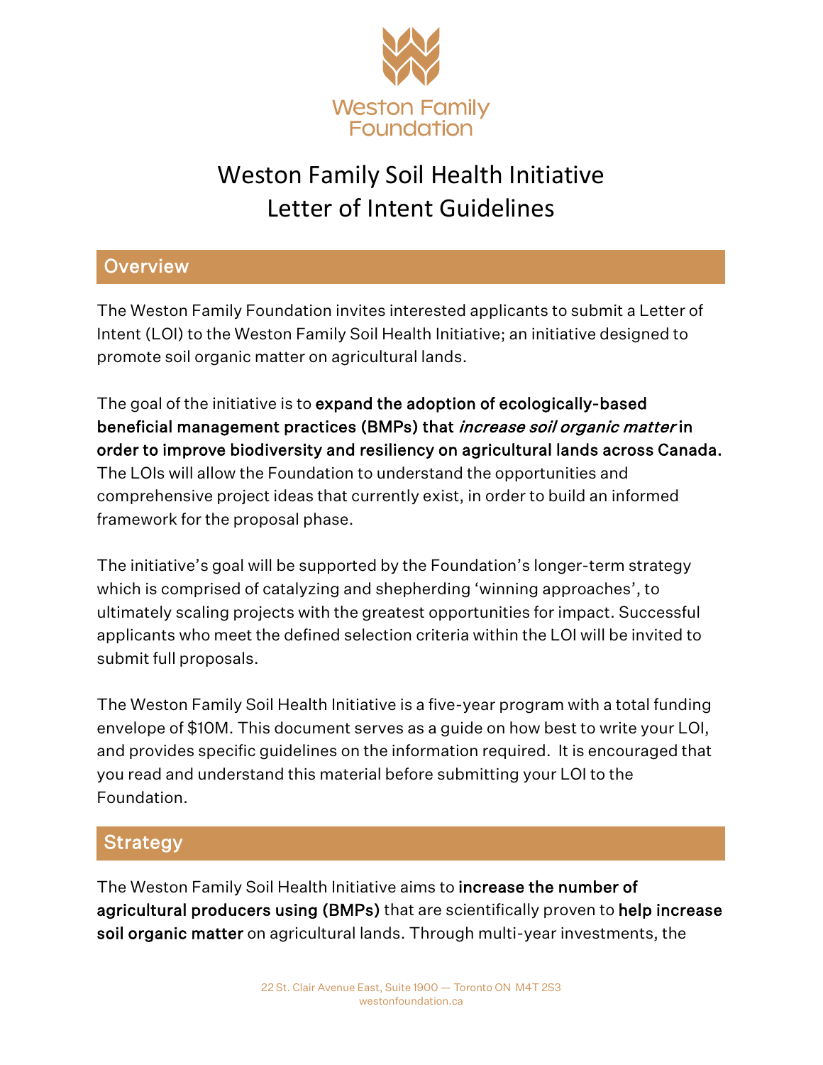Weston Family Foundation

# Weston Family Soil Health Initiative
# Letter of Intent Guidelines

## Overview

The Weston Family Foundation invites interested applicants to submit a Letter of Intent (LOI) to the Weston Family Soil Health Initiative; an initiative designed to promote soil organic matter on agricultural lands.

The goal of the initiative is to **expand the adoption of ecologically-based beneficial management practices (BMPs) that *increase soil organic matter* in order to improve biodiversity and resiliency on agricultural lands across Canada.** The LOIs will allow the Foundation to understand the opportunities and comprehensive project ideas that currently exist, in order to build an informed framework for the proposal phase.

The initiative's goal will be supported by the Foundation's longer-term strategy which is comprised of catalyzing and shepherding 'winning approaches', to ultimately scaling projects with the greatest opportunities for impact. Successful applicants who meet the defined selection criteria within the LOI will be invited to submit full proposals.

The Weston Family Soil Health Initiative is a five-year program with a total funding envelope of $10M. This document serves as a guide on how best to write your LOI, and provides specific guidelines on the information required. It is encouraged that you read and understand this material before submitting your LOI to the Foundation.

## Strategy

The Weston Family Soil Health Initiative aims to **increase the number of agricultural producers using (BMPs)** that are scientifically proven to **help increase soil organic matter** on agricultural lands. Through multi-year investments, the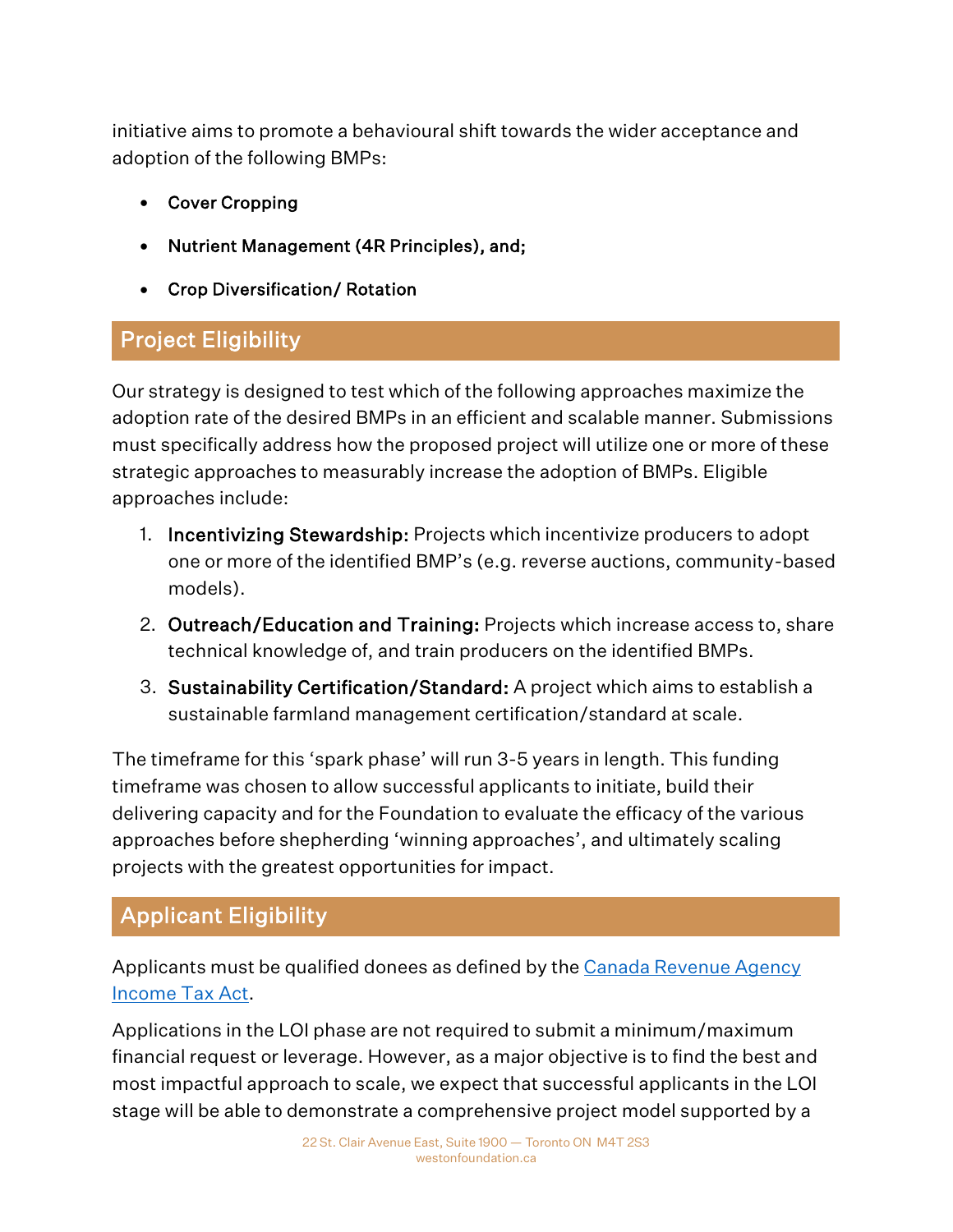initiative aims to promote a behavioural shift towards the wider acceptance and adoption of the following BMPs:

- **Cover Cropping**
- **Nutrient Management (4R Principles), and;**
- **Crop Diversification/ Rotation**

## Project Eligibility

Our strategy is designed to test which of the following approaches maximize the adoption rate of the desired BMPs in an efficient and scalable manner. Submissions must specifically address how the proposed project will utilize one or more of these strategic approaches to measurably increase the adoption of BMPs. Eligible approaches include:

1. **Incentivizing Stewardship:** Projects which incentivize producers to adopt one or more of the identified BMP's (e.g. reverse auctions, community-based models).
2. **Outreach/Education and Training:** Projects which increase access to, share technical knowledge of, and train producers on the identified BMPs.
3. **Sustainability Certification/Standard:** A project which aims to establish a sustainable farmland management certification/standard at scale.

The timeframe for this 'spark phase' will run 3-5 years in length. This funding timeframe was chosen to allow successful applicants to initiate, build their delivering capacity and for the Foundation to evaluate the efficacy of the various approaches before shepherding 'winning approaches', and ultimately scaling projects with the greatest opportunities for impact.

## Applicant Eligibility

Applicants must be qualified donees as defined by the [Canada Revenue Agency Income Tax Act](#).

Applications in the LOI phase are not required to submit a minimum/maximum financial request or leverage. However, as a major objective is to find the best and most impactful approach to scale, we expect that successful applicants in the LOI stage will be able to demonstrate a comprehensive project model supported by a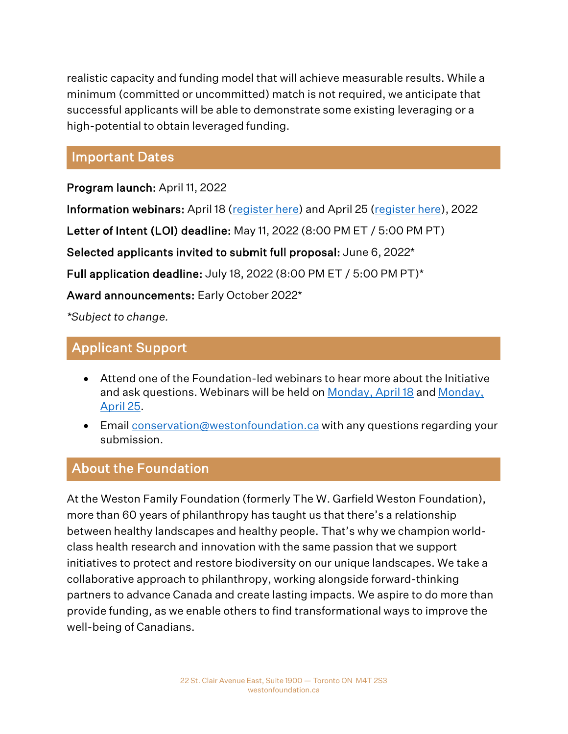realistic capacity and funding model that will achieve measurable results. While a minimum (committed or uncommitted) match is not required, we anticipate that successful applicants will be able to demonstrate some existing leveraging or a high-potential to obtain leveraged funding.

## Important Dates

**Program launch:** April 11, 2022

**Information webinars:** April 18 ([register here](#)) and April 25 ([register here](#)), 2022

**Letter of Intent (LOI) deadline:** May 11, 2022 (8:00 PM ET / 5:00 PM PT)

**Selected applicants invited to submit full proposal:** June 6, 2022*

**Full application deadline:** July 18, 2022 (8:00 PM ET / 5:00 PM PT)*

**Award announcements:** Early October 2022*

*\*Subject to change.*

## Applicant Support

- Attend one of the Foundation-led webinars to hear more about the Initiative and ask questions. Webinars will be held on [Monday, April 18](#) and [Monday, April 25](#).
- Email [conservation@westonfoundation.ca](mailto:conservation@westonfoundation.ca) with any questions regarding your submission.

## About the Foundation

At the Weston Family Foundation (formerly The W. Garfield Weston Foundation), more than 60 years of philanthropy has taught us that there's a relationship between healthy landscapes and healthy people. That's why we champion world-class health research and innovation with the same passion that we support initiatives to protect and restore biodiversity on our unique landscapes. We take a collaborative approach to philanthropy, working alongside forward-thinking partners to advance Canada and create lasting impacts. We aspire to do more than provide funding, as we enable others to find transformational ways to improve the well-being of Canadians.